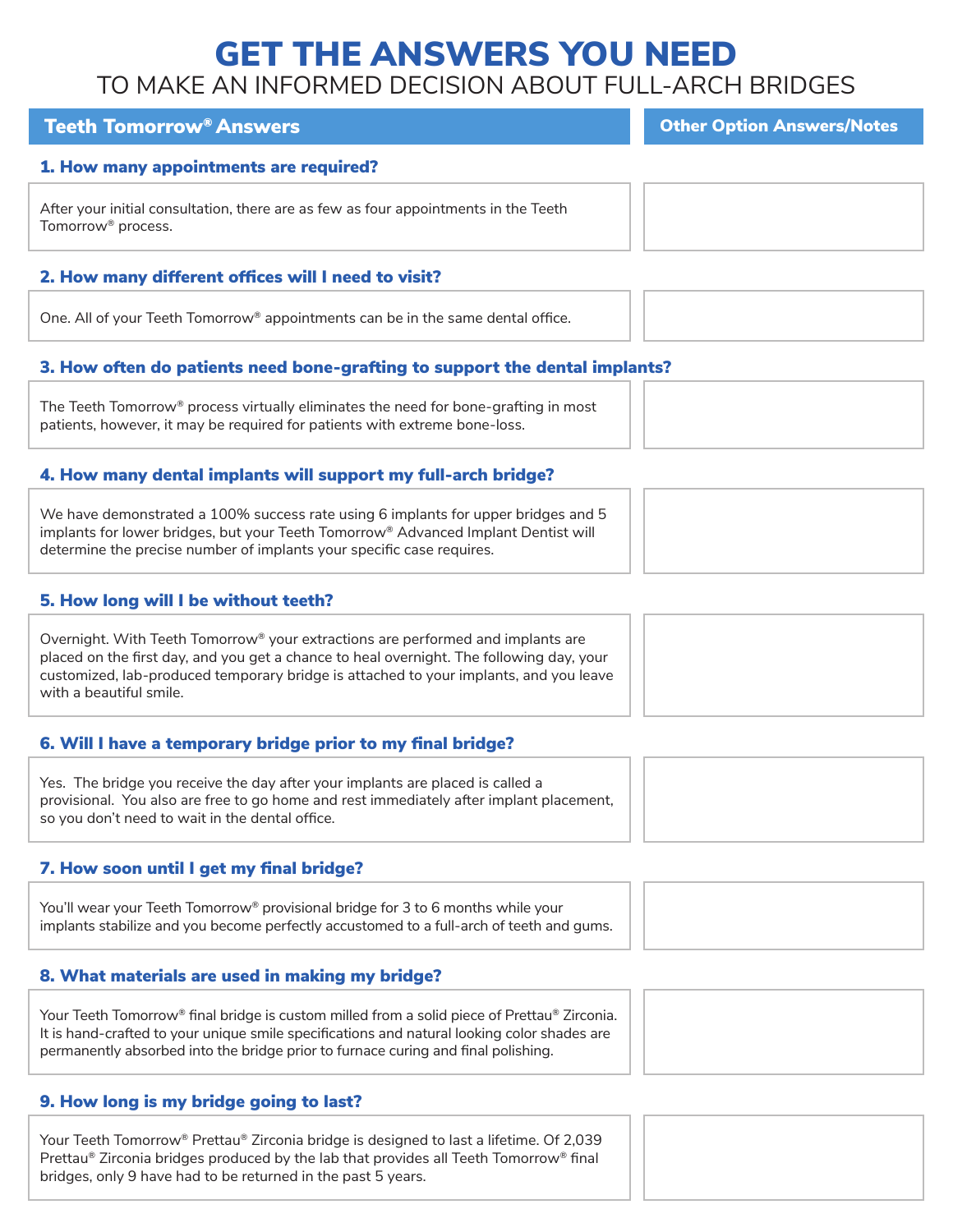# GET THE ANSWERS YOU NEED

## TO MAKE AN INFORMED DECISION ABOUT FULL-ARCH BRIDGES

| Teeth Tomorrow® Answers | Other Option Answers/Notes |
|---|---|
| **1. How many appointments are required?** | |
| After your initial consultation, there are as few as four appointments in the Teeth Tomorrow® process. | |
| **2. How many different offices will I need to visit?** | |
| One. All of your Teeth Tomorrow® appointments can be in the same dental office. | |
| **3. How often do patients need bone-grafting to support the dental implants?** | |
| The Teeth Tomorrow® process virtually eliminates the need for bone-grafting in most patients, however, it may be required for patients with extreme bone-loss. | |
| **4. How many dental implants will support my full-arch bridge?** | |
| We have demonstrated a 100% success rate using 6 implants for upper bridges and 5 implants for lower bridges, but your Teeth Tomorrow® Advanced Implant Dentist will determine the precise number of implants your specific case requires. | |
| **5. How long will I be without teeth?** | |
| Overnight. With Teeth Tomorrow® your extractions are performed and implants are placed on the first day, and you get a chance to heal overnight. The following day, your customized, lab-produced temporary bridge is attached to your implants, and you leave with a beautiful smile. | |
| **6. Will I have a temporary bridge prior to my final bridge?** | |
| Yes. The bridge you receive the day after your implants are placed is called a provisional. You also are free to go home and rest immediately after implant placement, so you don't need to wait in the dental office. | |
| **7. How soon until I get my final bridge?** | |
| You'll wear your Teeth Tomorrow® provisional bridge for 3 to 6 months while your implants stabilize and you become perfectly accustomed to a full-arch of teeth and gums. | |
| **8. What materials are used in making my bridge?** | |
| Your Teeth Tomorrow® final bridge is custom milled from a solid piece of Prettau® Zirconia. It is hand-crafted to your unique smile specifications and natural looking color shades are permanently absorbed into the bridge prior to furnace curing and final polishing. | |
| **9. How long is my bridge going to last?** | |
| Your Teeth Tomorrow® Prettau® Zirconia bridge is designed to last a lifetime. Of 2,039 Prettau® Zirconia bridges produced by the lab that provides all Teeth Tomorrow® final bridges, only 9 have had to be returned in the past 5 years. | |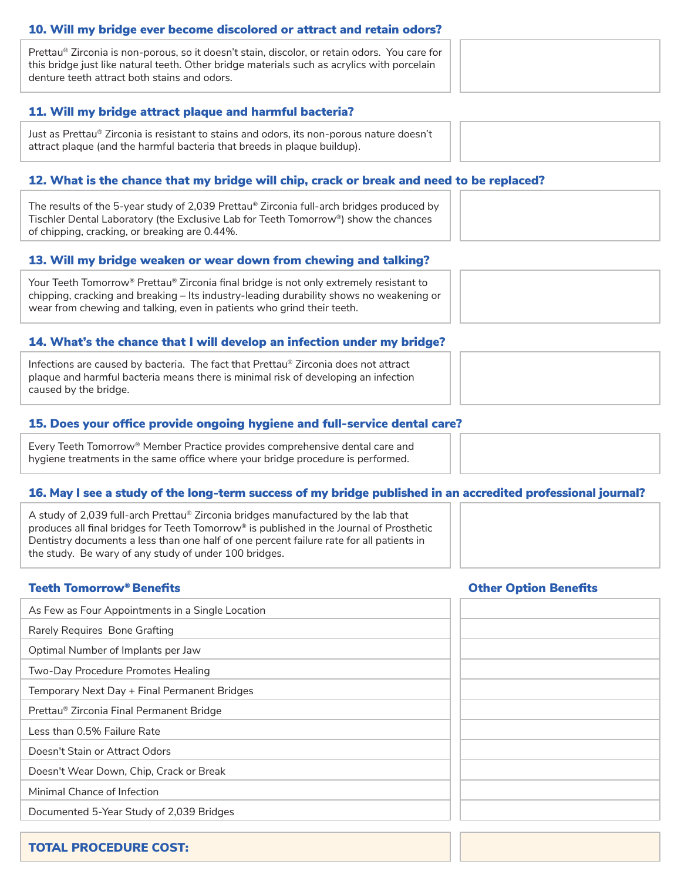### 10. Will my bridge ever become discolored or attract and retain odors?

| | |
|---|---|
| Prettau® Zirconia is non-porous, so it doesn't stain, discolor, or retain odors. You care for this bridge just like natural teeth. Other bridge materials such as acrylics with porcelain denture teeth attract both stains and odors. | |

### 11. Will my bridge attract plaque and harmful bacteria?

| | |
|---|---|
| Just as Prettau® Zirconia is resistant to stains and odors, its non-porous nature doesn't attract plaque (and the harmful bacteria that breeds in plaque buildup). | |

### 12. What is the chance that my bridge will chip, crack or break and need to be replaced?

| | |
|---|---|
| The results of the 5-year study of 2,039 Prettau® Zirconia full-arch bridges produced by Tischler Dental Laboratory (the Exclusive Lab for Teeth Tomorrow®) show the chances of chipping, cracking, or breaking are 0.44%. | |

### 13. Will my bridge weaken or wear down from chewing and talking?

| | |
|---|---|
| Your Teeth Tomorrow® Prettau® Zirconia final bridge is not only extremely resistant to chipping, cracking and breaking – Its industry-leading durability shows no weakening or wear from chewing and talking, even in patients who grind their teeth. | |

### 14. What's the chance that I will develop an infection under my bridge?

| | |
|---|---|
| Infections are caused by bacteria. The fact that Prettau® Zirconia does not attract plaque and harmful bacteria means there is minimal risk of developing an infection caused by the bridge. | |

### 15. Does your office provide ongoing hygiene and full-service dental care?

| | |
|---|---|
| Every Teeth Tomorrow® Member Practice provides comprehensive dental care and hygiene treatments in the same office where your bridge procedure is performed. | |

### 16. May I see a study of the long-term success of my bridge published in an accredited professional journal?

| | |
|---|---|
| A study of 2,039 full-arch Prettau® Zirconia bridges manufactured by the lab that produces all final bridges for Teeth Tomorrow® is published in the Journal of Prosthetic Dentistry documents a less than one half of one percent failure rate for all patients in the study. Be wary of any study of under 100 bridges. | |

| Teeth Tomorrow® Benefits | Other Option Benefits |
|---|---|
| As Few as Four Appointments in a Single Location | |
| Rarely Requires Bone Grafting | |
| Optimal Number of Implants per Jaw | |
| Two-Day Procedure Promotes Healing | |
| Temporary Next Day + Final Permanent Bridges | |
| Prettau® Zirconia Final Permanent Bridge | |
| Less than 0.5% Failure Rate | |
| Doesn't Stain or Attract Odors | |
| Doesn't Wear Down, Chip, Crack or Break | |
| Minimal Chance of Infection | |
| Documented 5-Year Study of 2,039 Bridges | |
| **TOTAL PROCEDURE COST:** | |